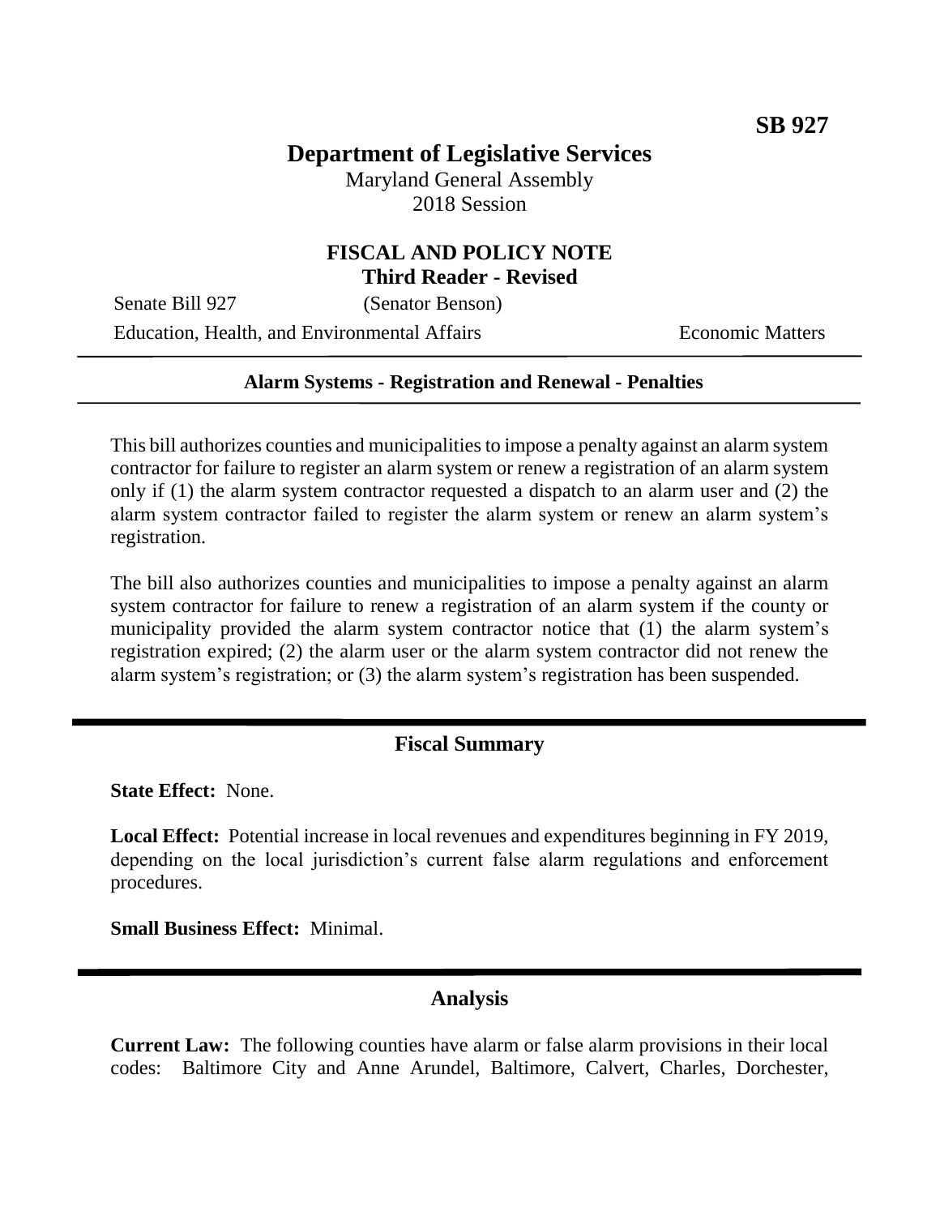**SB 927**

# Department of Legislative Services

Maryland General Assembly
2018 Session

## FISCAL AND POLICY NOTE
**Third Reader - Revised**

Senate Bill 927 (Senator Benson)
Education, Health, and Environmental Affairs Economic Matters

---

**Alarm Systems - Registration and Renewal - Penalties**

---

This bill authorizes counties and municipalities to impose a penalty against an alarm system contractor for failure to register an alarm system or renew a registration of an alarm system only if (1) the alarm system contractor requested a dispatch to an alarm user and (2) the alarm system contractor failed to register the alarm system or renew an alarm system's registration.

The bill also authorizes counties and municipalities to impose a penalty against an alarm system contractor for failure to renew a registration of an alarm system if the county or municipality provided the alarm system contractor notice that (1) the alarm system's registration expired; (2) the alarm user or the alarm system contractor did not renew the alarm system's registration; or (3) the alarm system's registration has been suspended.

## Fiscal Summary

**State Effect:** None.

**Local Effect:** Potential increase in local revenues and expenditures beginning in FY 2019, depending on the local jurisdiction's current false alarm regulations and enforcement procedures.

**Small Business Effect:** Minimal.

## Analysis

**Current Law:** The following counties have alarm or false alarm provisions in their local codes: Baltimore City and Anne Arundel, Baltimore, Calvert, Charles, Dorchester,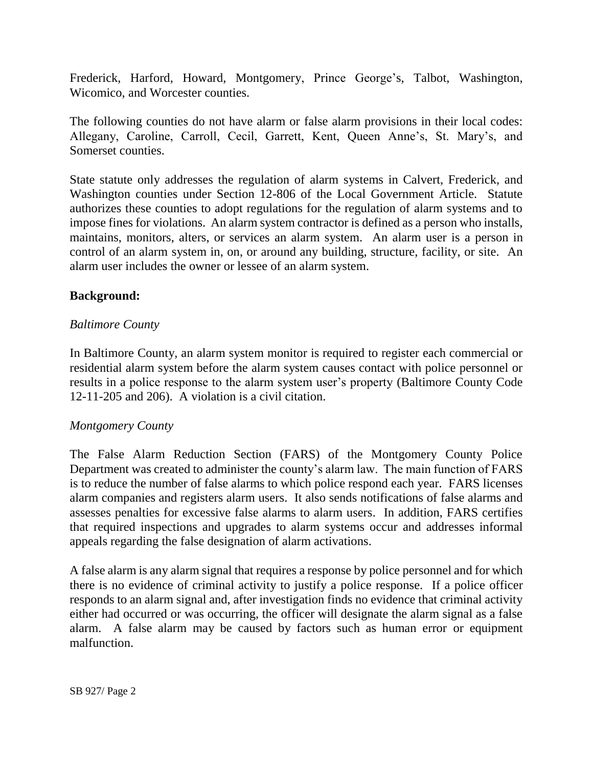Frederick, Harford, Howard, Montgomery, Prince George's, Talbot, Washington, Wicomico, and Worcester counties.

The following counties do not have alarm or false alarm provisions in their local codes: Allegany, Caroline, Carroll, Cecil, Garrett, Kent, Queen Anne's, St. Mary's, and Somerset counties.

State statute only addresses the regulation of alarm systems in Calvert, Frederick, and Washington counties under Section 12-806 of the Local Government Article. Statute authorizes these counties to adopt regulations for the regulation of alarm systems and to impose fines for violations. An alarm system contractor is defined as a person who installs, maintains, monitors, alters, or services an alarm system. An alarm user is a person in control of an alarm system in, on, or around any building, structure, facility, or site. An alarm user includes the owner or lessee of an alarm system.

**Background:**

*Baltimore County*

In Baltimore County, an alarm system monitor is required to register each commercial or residential alarm system before the alarm system causes contact with police personnel or results in a police response to the alarm system user's property (Baltimore County Code 12-11-205 and 206). A violation is a civil citation.

*Montgomery County*

The False Alarm Reduction Section (FARS) of the Montgomery County Police Department was created to administer the county's alarm law. The main function of FARS is to reduce the number of false alarms to which police respond each year. FARS licenses alarm companies and registers alarm users. It also sends notifications of false alarms and assesses penalties for excessive false alarms to alarm users. In addition, FARS certifies that required inspections and upgrades to alarm systems occur and addresses informal appeals regarding the false designation of alarm activations.

A false alarm is any alarm signal that requires a response by police personnel and for which there is no evidence of criminal activity to justify a police response. If a police officer responds to an alarm signal and, after investigation finds no evidence that criminal activity either had occurred or was occurring, the officer will designate the alarm signal as a false alarm. A false alarm may be caused by factors such as human error or equipment malfunction.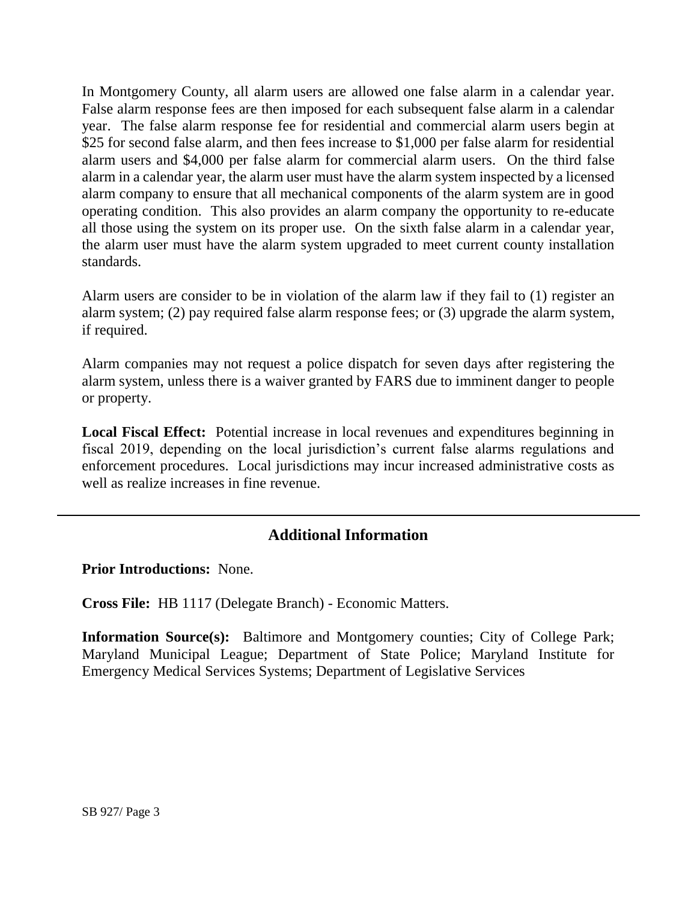In Montgomery County, all alarm users are allowed one false alarm in a calendar year. False alarm response fees are then imposed for each subsequent false alarm in a calendar year. The false alarm response fee for residential and commercial alarm users begin at $25 for second false alarm, and then fees increase to $1,000 per false alarm for residential alarm users and $4,000 per false alarm for commercial alarm users. On the third false alarm in a calendar year, the alarm user must have the alarm system inspected by a licensed alarm company to ensure that all mechanical components of the alarm system are in good operating condition. This also provides an alarm company the opportunity to re-educate all those using the system on its proper use. On the sixth false alarm in a calendar year, the alarm user must have the alarm system upgraded to meet current county installation standards.

Alarm users are consider to be in violation of the alarm law if they fail to (1) register an alarm system; (2) pay required false alarm response fees; or (3) upgrade the alarm system, if required.

Alarm companies may not request a police dispatch for seven days after registering the alarm system, unless there is a waiver granted by FARS due to imminent danger to people or property.

**Local Fiscal Effect:** Potential increase in local revenues and expenditures beginning in fiscal 2019, depending on the local jurisdiction's current false alarms regulations and enforcement procedures. Local jurisdictions may incur increased administrative costs as well as realize increases in fine revenue.

---

## Additional Information

**Prior Introductions:** None.

**Cross File:** HB 1117 (Delegate Branch) - Economic Matters.

**Information Source(s):** Baltimore and Montgomery counties; City of College Park; Maryland Municipal League; Department of State Police; Maryland Institute for Emergency Medical Services Systems; Department of Legislative Services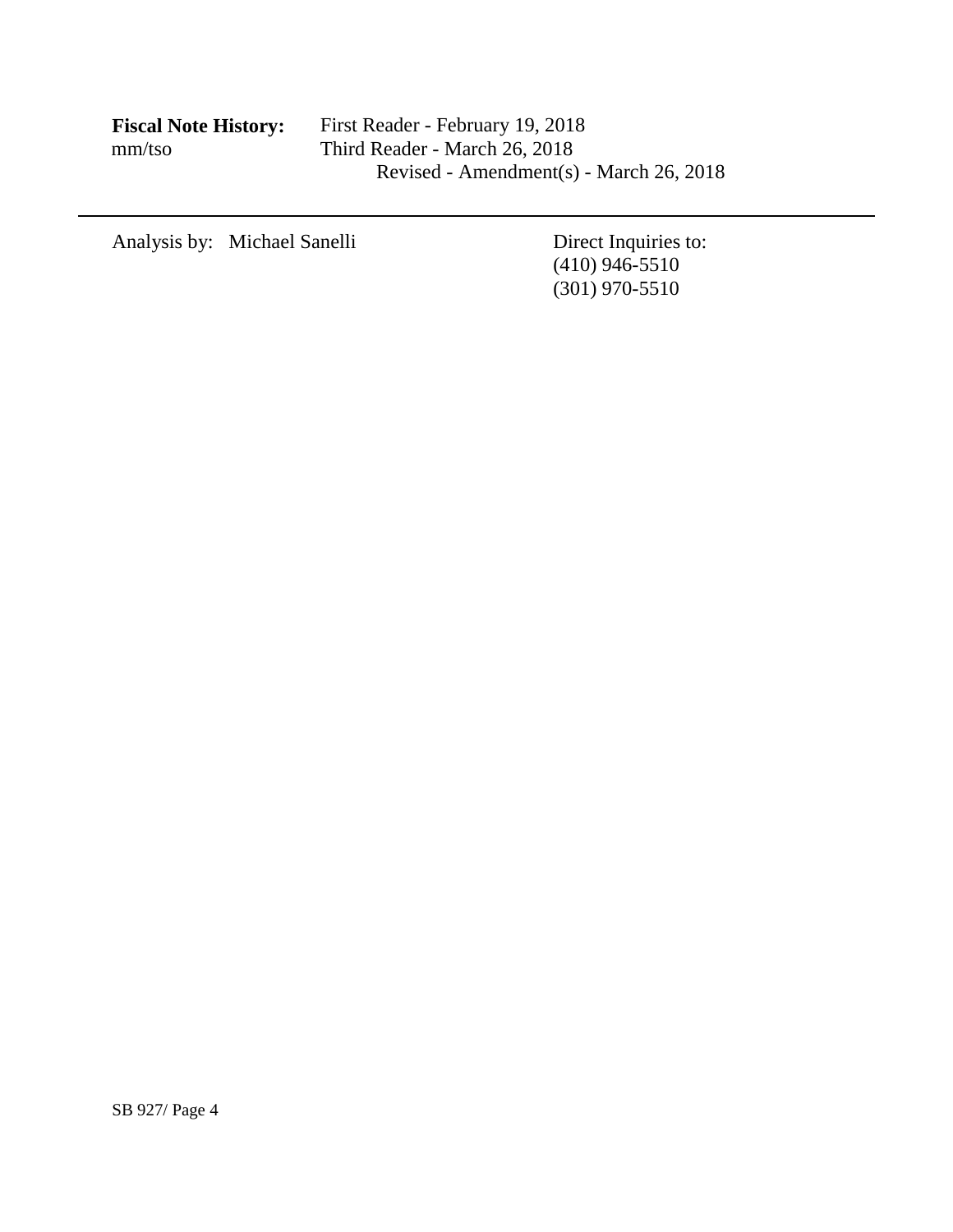**Fiscal Note History:** First Reader - February 19, 2018
mm/tso Third Reader - March 26, 2018
Revised - Amendment(s) - March 26, 2018

---

Analysis by: Michael Sanelli

Direct Inquiries to:
(410) 946-5510
(301) 970-5510